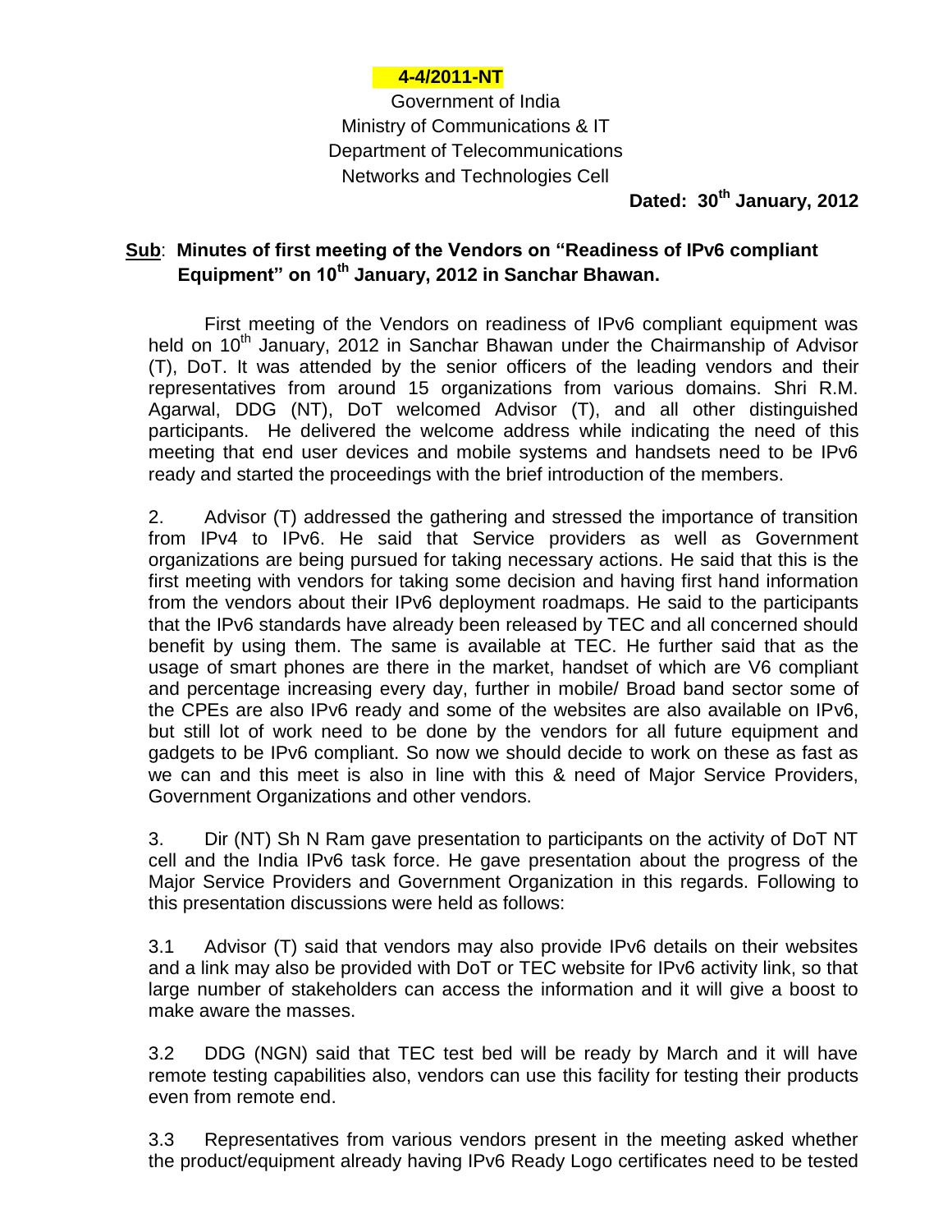**4-4/2011-NT**

Government of India
Ministry of Communications & IT
Department of Telecommunications
Networks and Technologies Cell

**Dated: 30th January, 2012**

**Sub: Minutes of first meeting of the Vendors on "Readiness of IPv6 compliant Equipment" on 10th January, 2012 in Sanchar Bhawan.**

First meeting of the Vendors on readiness of IPv6 compliant equipment was held on 10th January, 2012 in Sanchar Bhawan under the Chairmanship of Advisor (T), DoT. It was attended by the senior officers of the leading vendors and their representatives from around 15 organizations from various domains. Shri R.M. Agarwal, DDG (NT), DoT welcomed Advisor (T), and all other distinguished participants. He delivered the welcome address while indicating the need of this meeting that end user devices and mobile systems and handsets need to be IPv6 ready and started the proceedings with the brief introduction of the members.

2. Advisor (T) addressed the gathering and stressed the importance of transition from IPv4 to IPv6. He said that Service providers as well as Government organizations are being pursued for taking necessary actions. He said that this is the first meeting with vendors for taking some decision and having first hand information from the vendors about their IPv6 deployment roadmaps. He said to the participants that the IPv6 standards have already been released by TEC and all concerned should benefit by using them. The same is available at TEC. He further said that as the usage of smart phones are there in the market, handset of which are V6 compliant and percentage increasing every day, further in mobile/ Broad band sector some of the CPEs are also IPv6 ready and some of the websites are also available on IPv6, but still lot of work need to be done by the vendors for all future equipment and gadgets to be IPv6 compliant. So now we should decide to work on these as fast as we can and this meet is also in line with this & need of Major Service Providers, Government Organizations and other vendors.

3. Dir (NT) Sh N Ram gave presentation to participants on the activity of DoT NT cell and the India IPv6 task force. He gave presentation about the progress of the Major Service Providers and Government Organization in this regards. Following to this presentation discussions were held as follows:

3.1 Advisor (T) said that vendors may also provide IPv6 details on their websites and a link may also be provided with DoT or TEC website for IPv6 activity link, so that large number of stakeholders can access the information and it will give a boost to make aware the masses.

3.2 DDG (NGN) said that TEC test bed will be ready by March and it will have remote testing capabilities also, vendors can use this facility for testing their products even from remote end.

3.3 Representatives from various vendors present in the meeting asked whether the product/equipment already having IPv6 Ready Logo certificates need to be tested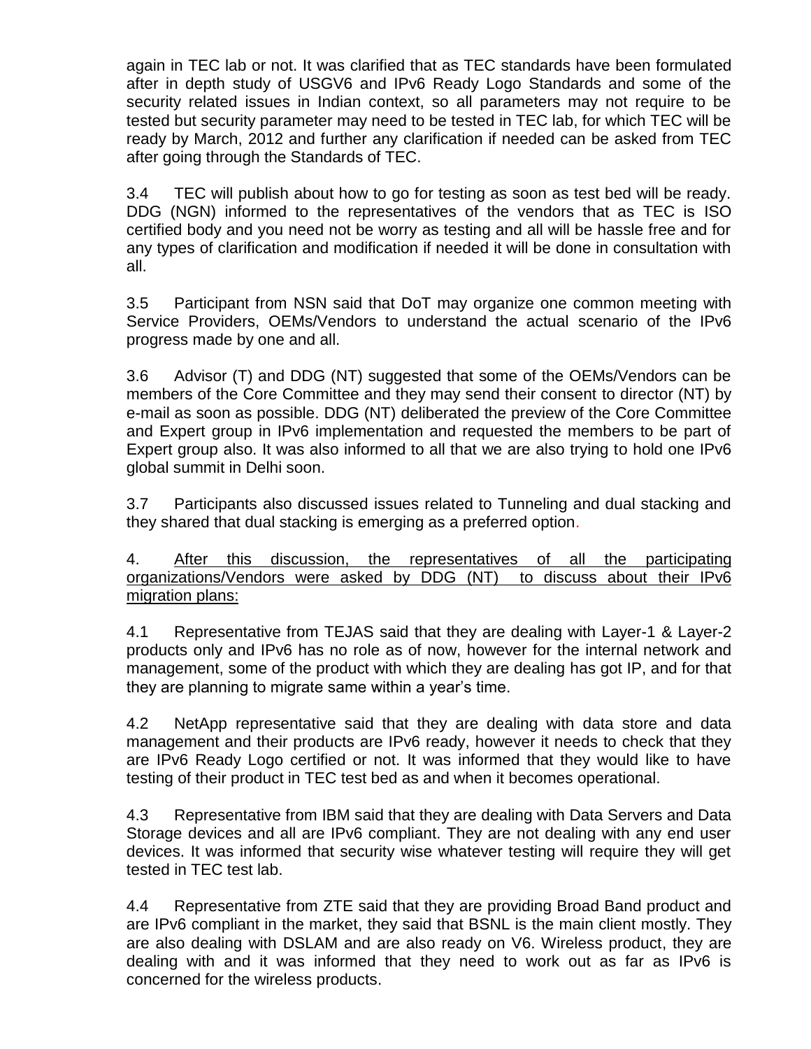again in TEC lab or not. It was clarified that as TEC standards have been formulated after in depth study of USGV6 and IPv6 Ready Logo Standards and some of the security related issues in Indian context, so all parameters may not require to be tested but security parameter may need to be tested in TEC lab, for which TEC will be ready by March, 2012 and further any clarification if needed can be asked from TEC after going through the Standards of TEC.

3.4 TEC will publish about how to go for testing as soon as test bed will be ready. DDG (NGN) informed to the representatives of the vendors that as TEC is ISO certified body and you need not be worry as testing and all will be hassle free and for any types of clarification and modification if needed it will be done in consultation with all.

3.5 Participant from NSN said that DoT may organize one common meeting with Service Providers, OEMs/Vendors to understand the actual scenario of the IPv6 progress made by one and all.

3.6 Advisor (T) and DDG (NT) suggested that some of the OEMs/Vendors can be members of the Core Committee and they may send their consent to director (NT) by e-mail as soon as possible. DDG (NT) deliberated the preview of the Core Committee and Expert group in IPv6 implementation and requested the members to be part of Expert group also. It was also informed to all that we are also trying to hold one IPv6 global summit in Delhi soon.

3.7 Participants also discussed issues related to Tunneling and dual stacking and they shared that dual stacking is emerging as a preferred option.

4. <u>After this discussion, the representatives of all the participating organizations/Vendors were asked by DDG (NT) to discuss about their IPv6 migration plans:</u>

4.1 Representative from TEJAS said that they are dealing with Layer-1 & Layer-2 products only and IPv6 has no role as of now, however for the internal network and management, some of the product with which they are dealing has got IP, and for that they are planning to migrate same within a year's time.

4.2 NetApp representative said that they are dealing with data store and data management and their products are IPv6 ready, however it needs to check that they are IPv6 Ready Logo certified or not. It was informed that they would like to have testing of their product in TEC test bed as and when it becomes operational.

4.3 Representative from IBM said that they are dealing with Data Servers and Data Storage devices and all are IPv6 compliant. They are not dealing with any end user devices. It was informed that security wise whatever testing will require they will get tested in TEC test lab.

4.4 Representative from ZTE said that they are providing Broad Band product and are IPv6 compliant in the market, they said that BSNL is the main client mostly. They are also dealing with DSLAM and are also ready on V6. Wireless product, they are dealing with and it was informed that they need to work out as far as IPv6 is concerned for the wireless products.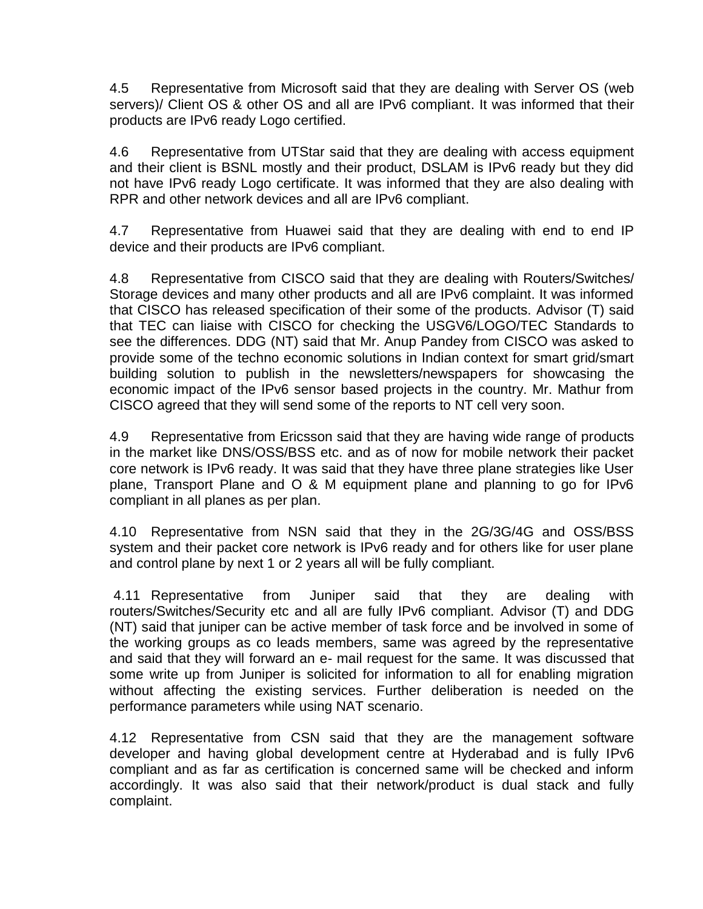4.5 Representative from Microsoft said that they are dealing with Server OS (web servers)/ Client OS & other OS and all are IPv6 compliant. It was informed that their products are IPv6 ready Logo certified.

4.6 Representative from UTStar said that they are dealing with access equipment and their client is BSNL mostly and their product, DSLAM is IPv6 ready but they did not have IPv6 ready Logo certificate. It was informed that they are also dealing with RPR and other network devices and all are IPv6 compliant.

4.7 Representative from Huawei said that they are dealing with end to end IP device and their products are IPv6 compliant.

4.8 Representative from CISCO said that they are dealing with Routers/Switches/ Storage devices and many other products and all are IPv6 complaint. It was informed that CISCO has released specification of their some of the products. Advisor (T) said that TEC can liaise with CISCO for checking the USGV6/LOGO/TEC Standards to see the differences. DDG (NT) said that Mr. Anup Pandey from CISCO was asked to provide some of the techno economic solutions in Indian context for smart grid/smart building solution to publish in the newsletters/newspapers for showcasing the economic impact of the IPv6 sensor based projects in the country. Mr. Mathur from CISCO agreed that they will send some of the reports to NT cell very soon.

4.9 Representative from Ericsson said that they are having wide range of products in the market like DNS/OSS/BSS etc. and as of now for mobile network their packet core network is IPv6 ready. It was said that they have three plane strategies like User plane, Transport Plane and O & M equipment plane and planning to go for IPv6 compliant in all planes as per plan.

4.10 Representative from NSN said that they in the 2G/3G/4G and OSS/BSS system and their packet core network is IPv6 ready and for others like for user plane and control plane by next 1 or 2 years all will be fully compliant.

4.11 Representative from Juniper said that they are dealing with routers/Switches/Security etc and all are fully IPv6 compliant. Advisor (T) and DDG (NT) said that juniper can be active member of task force and be involved in some of the working groups as co leads members, same was agreed by the representative and said that they will forward an e- mail request for the same. It was discussed that some write up from Juniper is solicited for information to all for enabling migration without affecting the existing services. Further deliberation is needed on the performance parameters while using NAT scenario.

4.12 Representative from CSN said that they are the management software developer and having global development centre at Hyderabad and is fully IPv6 compliant and as far as certification is concerned same will be checked and inform accordingly. It was also said that their network/product is dual stack and fully complaint.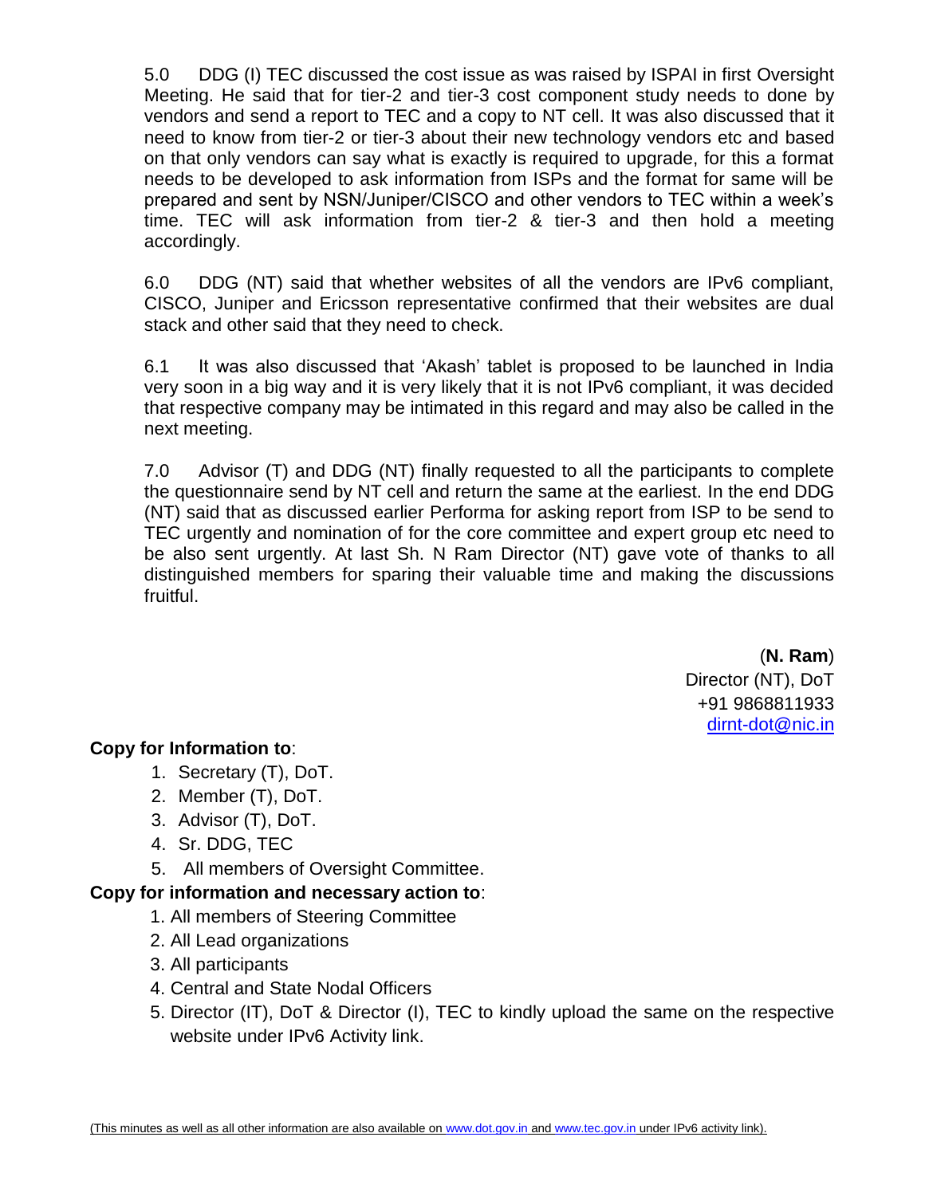5.0 DDG (I) TEC discussed the cost issue as was raised by ISPAI in first Oversight Meeting. He said that for tier-2 and tier-3 cost component study needs to done by vendors and send a report to TEC and a copy to NT cell. It was also discussed that it need to know from tier-2 or tier-3 about their new technology vendors etc and based on that only vendors can say what is exactly is required to upgrade, for this a format needs to be developed to ask information from ISPs and the format for same will be prepared and sent by NSN/Juniper/CISCO and other vendors to TEC within a week's time. TEC will ask information from tier-2 & tier-3 and then hold a meeting accordingly.

6.0 DDG (NT) said that whether websites of all the vendors are IPv6 compliant, CISCO, Juniper and Ericsson representative confirmed that their websites are dual stack and other said that they need to check.

6.1 It was also discussed that 'Akash' tablet is proposed to be launched in India very soon in a big way and it is very likely that it is not IPv6 compliant, it was decided that respective company may be intimated in this regard and may also be called in the next meeting.

7.0 Advisor (T) and DDG (NT) finally requested to all the participants to complete the questionnaire send by NT cell and return the same at the earliest. In the end DDG (NT) said that as discussed earlier Performa for asking report from ISP to be send to TEC urgently and nomination of for the core committee and expert group etc need to be also sent urgently. At last Sh. N Ram Director (NT) gave vote of thanks to all distinguished members for sparing their valuable time and making the discussions fruitful.

(**N. Ram**)
Director (NT), DoT
+91 9868811933
dirnt-dot@nic.in

**Copy for Information to**:

1. Secretary (T), DoT.
2. Member (T), DoT.
3. Advisor (T), DoT.
4. Sr. DDG, TEC
5. All members of Oversight Committee.

**Copy for information and necessary action to**:

1. All members of Steering Committee
2. All Lead organizations
3. All participants
4. Central and State Nodal Officers
5. Director (IT), DoT & Director (I), TEC to kindly upload the same on the respective website under IPv6 Activity link.

(This minutes as well as all other information are also available on www.dot.gov.in and www.tec.gov.in under IPv6 activity link).